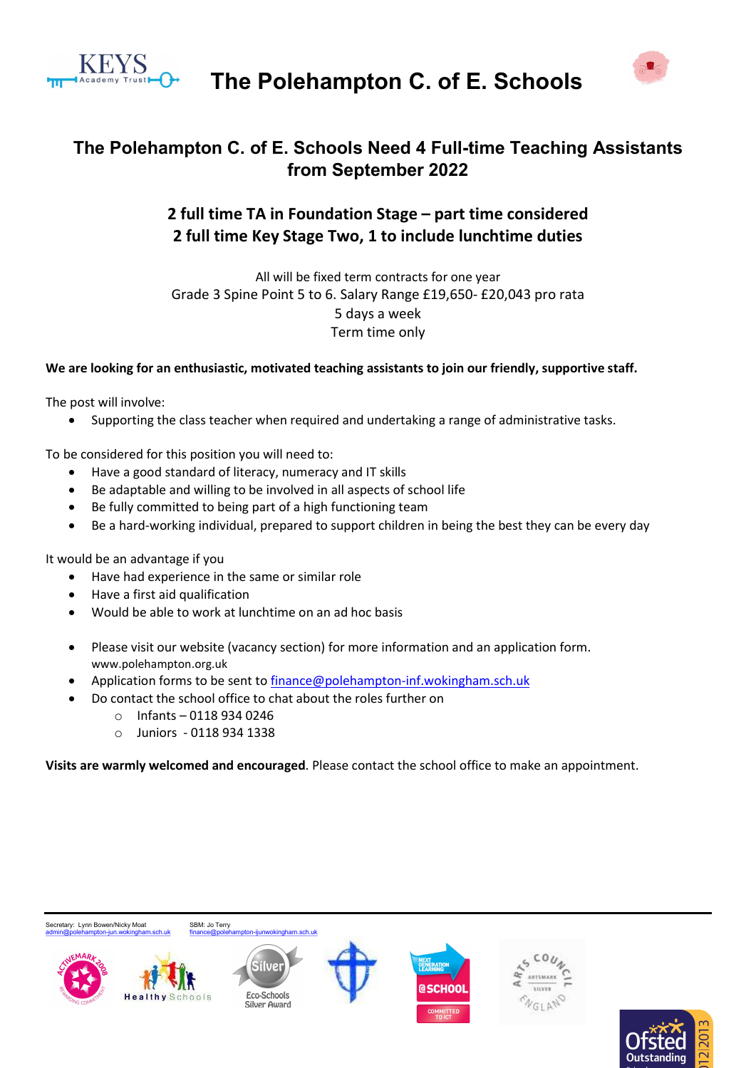# The Polehampton C. of E. Schools

## The Polehampton C. of E. Schools Need 4 Full-time Teaching Assistants from September 2022

### 2 full time TA in Foundation Stage – part time considered
### 2 full time Key Stage Two, 1 to include lunchtime duties

All will be fixed term contracts for one year
Grade 3 Spine Point 5 to 6. Salary Range £19,650- £20,043 pro rata
5 days a week
Term time only

**We are looking for an enthusiastic, motivated teaching assistants to join our friendly, supportive staff.**

The post will involve:

- Supporting the class teacher when required and undertaking a range of administrative tasks.

To be considered for this position you will need to:

- Have a good standard of literacy, numeracy and IT skills
- Be adaptable and willing to be involved in all aspects of school life
- Be fully committed to being part of a high functioning team
- Be a hard-working individual, prepared to support children in being the best they can be every day

It would be an advantage if you

- Have had experience in the same or similar role
- Have a first aid qualification
- Would be able to work at lunchtime on an ad hoc basis

- Please visit our website (vacancy section) for more information and an application form. www.polehampton.org.uk
- Application forms to be sent to finance@polehampton-inf.wokingham.sch.uk
- Do contact the school office to chat about the roles further on
  - Infants – 0118 934 0246
  - Juniors - 0118 934 1338

**Visits are warmly welcomed and encouraged**. Please contact the school office to make an appointment.

Secretary: Lynn Bowen/Nicky Moat admin@polehampton-jun.wokingham.sch.uk

SBM: Jo Terry finance@polehampton-ijunwokingham.sch.uk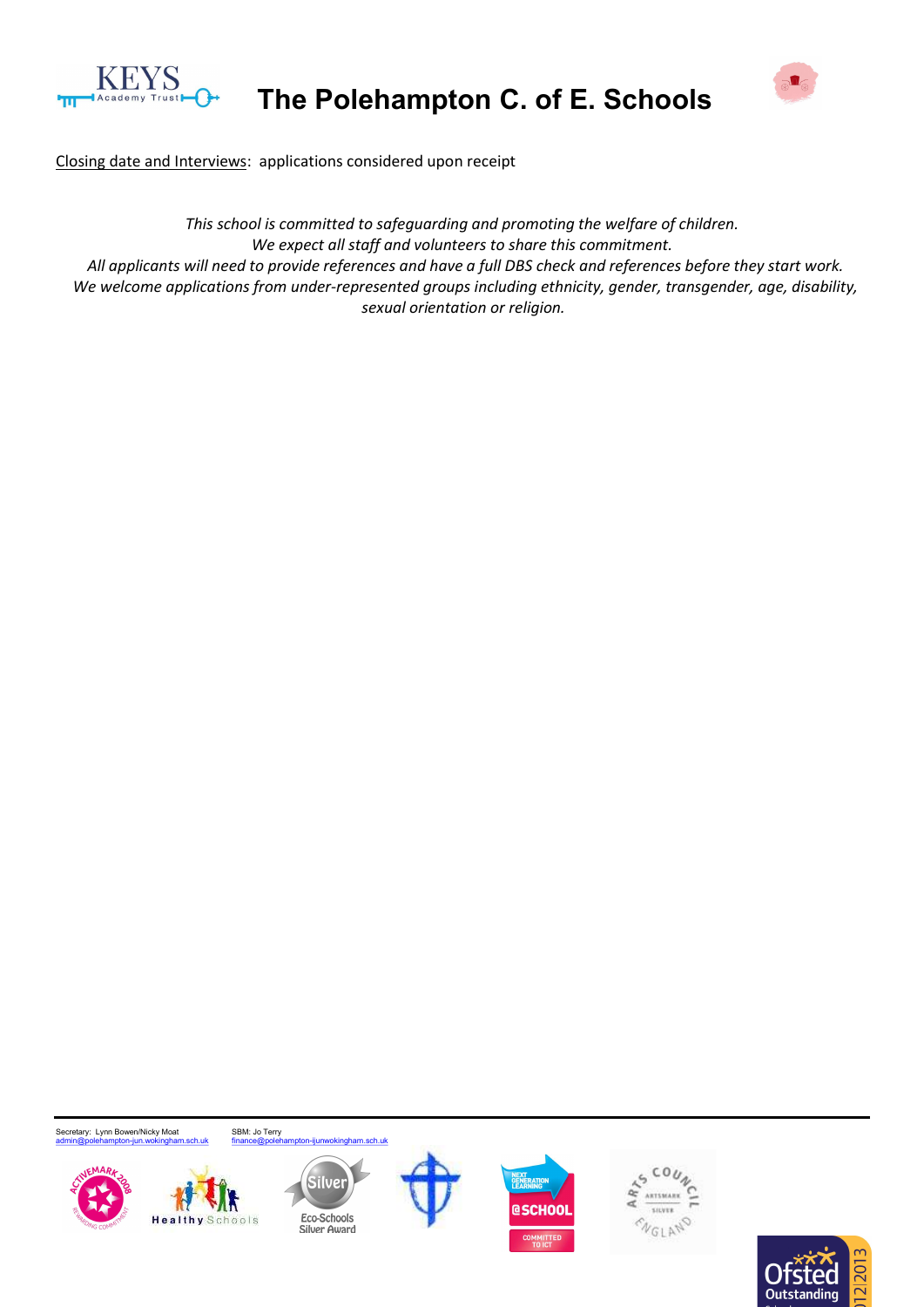# The Polehampton C. of E. Schools

Closing date and Interviews: applications considered upon receipt

*This school is committed to safeguarding and promoting the welfare of children.*
*We expect all staff and volunteers to share this commitment.*
*All applicants will need to provide references and have a full DBS check and references before they start work.*
*We welcome applications from under-represented groups including ethnicity, gender, transgender, age, disability, sexual orientation or religion.*

Secretary: Lynn Bowen/Nicky Moat
admin@polehampton-jun.wokingham.sch.uk

SBM: Jo Terry
finance@polehampton-ijunwokingham.sch.uk